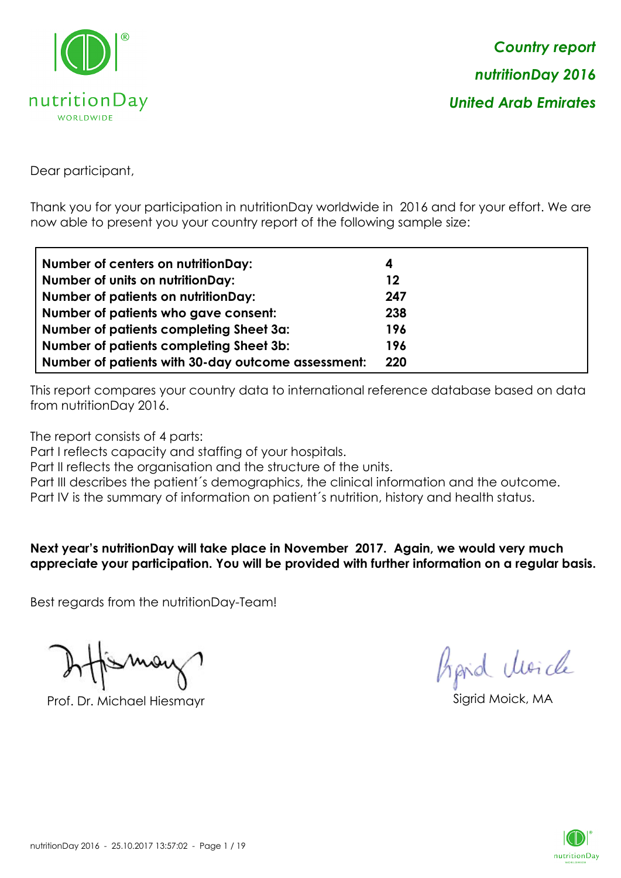***Country report***

***nutritionDay 2016***

***United Arab Emirates***

Dear participant,

Thank you for your participation in nutritionDay worldwide in 2016 and for your effort. We are now able to present you your country report of the following sample size:

| | |
|---|---|
| **Number of centers on nutritionDay:** | **4** |
| **Number of units on nutritionDay:** | **12** |
| **Number of patients on nutritionDay:** | **247** |
| **Number of patients who gave consent:** | **238** |
| **Number of patients completing Sheet 3a:** | **196** |
| **Number of patients completing Sheet 3b:** | **196** |
| **Number of patients with 30-day outcome assessment:** | **220** |

This report compares your country data to international reference database based on data from nutritionDay 2016.

The report consists of 4 parts:
Part I reflects capacity and staffing of your hospitals.
Part II reflects the organisation and the structure of the units.
Part III describes the patient´s demographics, the clinical information and the outcome.
Part IV is the summary of information on patient´s nutrition, history and health status.

**Next year's nutritionDay will take place in November 2017. Again, we would very much appreciate your participation. You will be provided with further information on a regular basis.**

Best regards from the nutritionDay-Team!

Prof. Dr. Michael Hiesmayr

Sigrid Moick, MA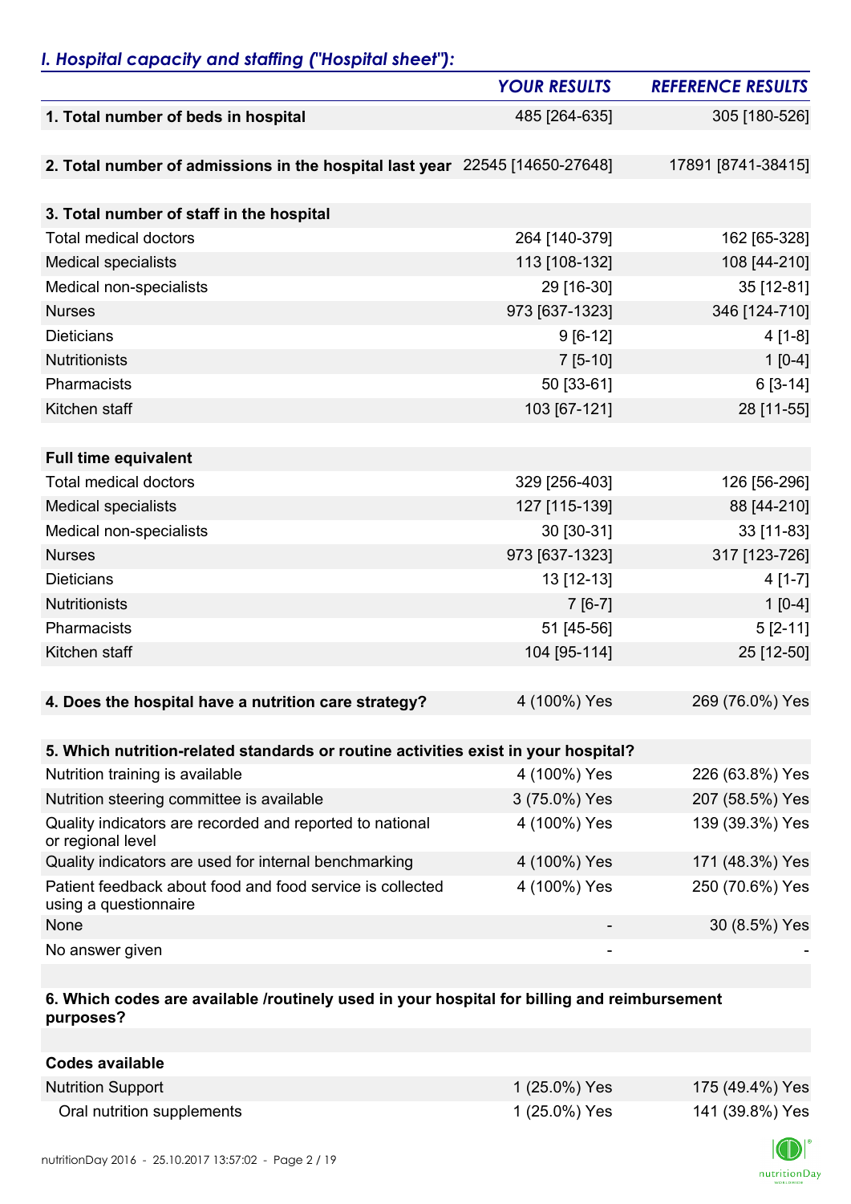## *I. Hospital capacity and staffing ("Hospital sheet"):*

| | *YOUR RESULTS* | *REFERENCE RESULTS* |
|---|---|---|
| **1. Total number of beds in hospital** | 485 [264-635] | 305 [180-526] |
| | | |
| **2. Total number of admissions in the hospital last year** | 22545 [14650-27648] | 17891 [8741-38415] |
| | | |
| **3. Total number of staff in the hospital** | | |
| Total medical doctors | 264 [140-379] | 162 [65-328] |
| Medical specialists | 113 [108-132] | 108 [44-210] |
| Medical non-specialists | 29 [16-30] | 35 [12-81] |
| Nurses | 973 [637-1323] | 346 [124-710] |
| Dieticians | 9 [6-12] | 4 [1-8] |
| Nutritionists | 7 [5-10] | 1 [0-4] |
| Pharmacists | 50 [33-61] | 6 [3-14] |
| Kitchen staff | 103 [67-121] | 28 [11-55] |
| | | |
| **Full time equivalent** | | |
| Total medical doctors | 329 [256-403] | 126 [56-296] |
| Medical specialists | 127 [115-139] | 88 [44-210] |
| Medical non-specialists | 30 [30-31] | 33 [11-83] |
| Nurses | 973 [637-1323] | 317 [123-726] |
| Dieticians | 13 [12-13] | 4 [1-7] |
| Nutritionists | 7 [6-7] | 1 [0-4] |
| Pharmacists | 51 [45-56] | 5 [2-11] |
| Kitchen staff | 104 [95-114] | 25 [12-50] |
| | | |
| **4. Does the hospital have a nutrition care strategy?** | 4 (100%) Yes | 269 (76.0%) Yes |
| | | |
| **5. Which nutrition-related standards or routine activities exist in your hospital?** | | |
| Nutrition training is available | 4 (100%) Yes | 226 (63.8%) Yes |
| Nutrition steering committee is available | 3 (75.0%) Yes | 207 (58.5%) Yes |
| Quality indicators are recorded and reported to national or regional level | 4 (100%) Yes | 139 (39.3%) Yes |
| Quality indicators are used for internal benchmarking | 4 (100%) Yes | 171 (48.3%) Yes |
| Patient feedback about food and food service is collected using a questionnaire | 4 (100%) Yes | 250 (70.6%) Yes |
| None | - | 30 (8.5%) Yes |
| No answer given | - | - |
| | | |
| **6. Which codes are available /routinely used in your hospital for billing and reimbursement purposes?** | | |
| | | |
| **Codes available** | | |
| Nutrition Support | 1 (25.0%) Yes | 175 (49.4%) Yes |
| Oral nutrition supplements | 1 (25.0%) Yes | 141 (39.8%) Yes |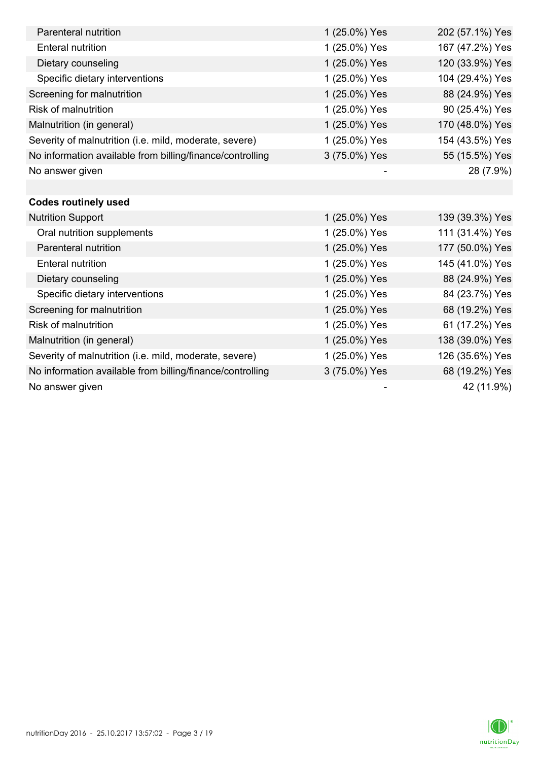| | | |
|---|---|---|
| Parenteral nutrition | 1 (25.0%) Yes | 202 (57.1%) Yes |
| Enteral nutrition | 1 (25.0%) Yes | 167 (47.2%) Yes |
| Dietary counseling | 1 (25.0%) Yes | 120 (33.9%) Yes |
| Specific dietary interventions | 1 (25.0%) Yes | 104 (29.4%) Yes |
| Screening for malnutrition | 1 (25.0%) Yes | 88 (24.9%) Yes |
| Risk of malnutrition | 1 (25.0%) Yes | 90 (25.4%) Yes |
| Malnutrition (in general) | 1 (25.0%) Yes | 170 (48.0%) Yes |
| Severity of malnutrition (i.e. mild, moderate, severe) | 1 (25.0%) Yes | 154 (43.5%) Yes |
| No information available from billing/finance/controlling | 3 (75.0%) Yes | 55 (15.5%) Yes |
| No answer given | - | 28 (7.9%) |
| | | |
| **Codes routinely used** | | |
| Nutrition Support | 1 (25.0%) Yes | 139 (39.3%) Yes |
| Oral nutrition supplements | 1 (25.0%) Yes | 111 (31.4%) Yes |
| Parenteral nutrition | 1 (25.0%) Yes | 177 (50.0%) Yes |
| Enteral nutrition | 1 (25.0%) Yes | 145 (41.0%) Yes |
| Dietary counseling | 1 (25.0%) Yes | 88 (24.9%) Yes |
| Specific dietary interventions | 1 (25.0%) Yes | 84 (23.7%) Yes |
| Screening for malnutrition | 1 (25.0%) Yes | 68 (19.2%) Yes |
| Risk of malnutrition | 1 (25.0%) Yes | 61 (17.2%) Yes |
| Malnutrition (in general) | 1 (25.0%) Yes | 138 (39.0%) Yes |
| Severity of malnutrition (i.e. mild, moderate, severe) | 1 (25.0%) Yes | 126 (35.6%) Yes |
| No information available from billing/finance/controlling | 3 (75.0%) Yes | 68 (19.2%) Yes |
| No answer given | - | 42 (11.9%) |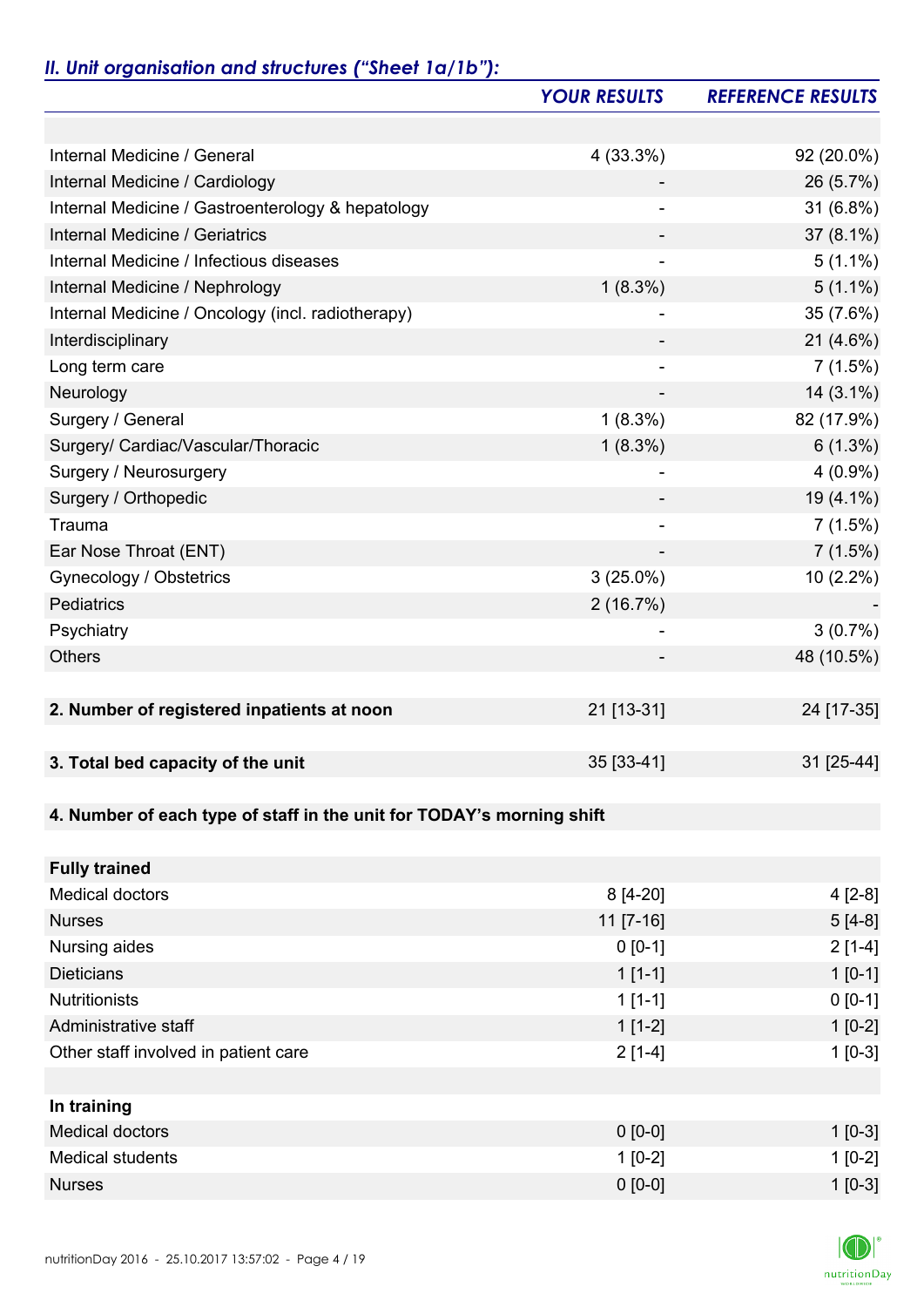## *II. Unit organisation and structures ("Sheet 1a/1b"):*

| | *YOUR RESULTS* | *REFERENCE RESULTS* |
|---|---|---|
| | | |
| Internal Medicine / General | 4 (33.3%) | 92 (20.0%) |
| Internal Medicine / Cardiology | - | 26 (5.7%) |
| Internal Medicine / Gastroenterology & hepatology | - | 31 (6.8%) |
| Internal Medicine / Geriatrics | - | 37 (8.1%) |
| Internal Medicine / Infectious diseases | - | 5 (1.1%) |
| Internal Medicine / Nephrology | 1 (8.3%) | 5 (1.1%) |
| Internal Medicine / Oncology (incl. radiotherapy) | - | 35 (7.6%) |
| Interdisciplinary | - | 21 (4.6%) |
| Long term care | - | 7 (1.5%) |
| Neurology | - | 14 (3.1%) |
| Surgery / General | 1 (8.3%) | 82 (17.9%) |
| Surgery/ Cardiac/Vascular/Thoracic | 1 (8.3%) | 6 (1.3%) |
| Surgery / Neurosurgery | - | 4 (0.9%) |
| Surgery / Orthopedic | - | 19 (4.1%) |
| Trauma | - | 7 (1.5%) |
| Ear Nose Throat (ENT) | - | 7 (1.5%) |
| Gynecology / Obstetrics | 3 (25.0%) | 10 (2.2%) |
| Pediatrics | 2 (16.7%) | - |
| Psychiatry | - | 3 (0.7%) |
| Others | - | 48 (10.5%) |
| | | |
| **2. Number of registered inpatients at noon** | 21 [13-31] | 24 [17-35] |
| | | |
| **3. Total bed capacity of the unit** | 35 [33-41] | 31 [25-44] |
| | | |
| **4. Number of each type of staff in the unit for TODAY's morning shift** | | |
| | | |
| **Fully trained** | | |
| Medical doctors | 8 [4-20] | 4 [2-8] |
| Nurses | 11 [7-16] | 5 [4-8] |
| Nursing aides | 0 [0-1] | 2 [1-4] |
| Dieticians | 1 [1-1] | 1 [0-1] |
| Nutritionists | 1 [1-1] | 0 [0-1] |
| Administrative staff | 1 [1-2] | 1 [0-2] |
| Other staff involved in patient care | 2 [1-4] | 1 [0-3] |
| | | |
| **In training** | | |
| Medical doctors | 0 [0-0] | 1 [0-3] |
| Medical students | 1 [0-2] | 1 [0-2] |
| Nurses | 0 [0-0] | 1 [0-3] |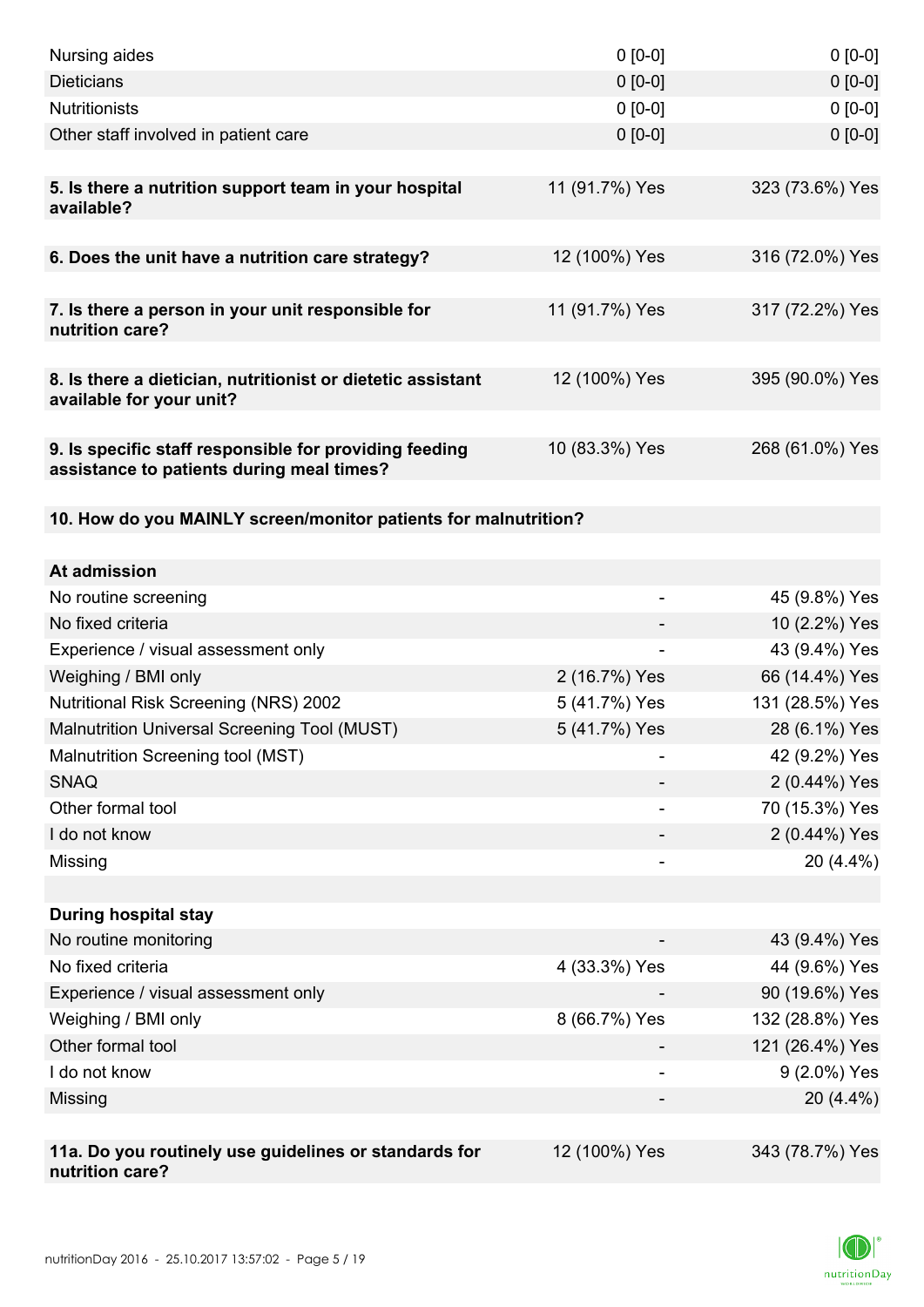| | | |
|---|---|---|
| Nursing aides | 0 [0-0] | 0 [0-0] |
| Dieticians | 0 [0-0] | 0 [0-0] |
| Nutritionists | 0 [0-0] | 0 [0-0] |
| Other staff involved in patient care | 0 [0-0] | 0 [0-0] |

| | | |
|---|---|---|
| **5. Is there a nutrition support team in your hospital available?** | 11 (91.7%) Yes | 323 (73.6%) Yes |
| **6. Does the unit have a nutrition care strategy?** | 12 (100%) Yes | 316 (72.0%) Yes |
| **7. Is there a person in your unit responsible for nutrition care?** | 11 (91.7%) Yes | 317 (72.2%) Yes |
| **8. Is there a dietician, nutritionist or dietetic assistant available for your unit?** | 12 (100%) Yes | 395 (90.0%) Yes |
| **9. Is specific staff responsible for providing feeding assistance to patients during meal times?** | 10 (83.3%) Yes | 268 (61.0%) Yes |

**10. How do you MAINLY screen/monitor patients for malnutrition?**

| **At admission** | | |
|---|---|---|
| No routine screening | - | 45 (9.8%) Yes |
| No fixed criteria | - | 10 (2.2%) Yes |
| Experience / visual assessment only | - | 43 (9.4%) Yes |
| Weighing / BMI only | 2 (16.7%) Yes | 66 (14.4%) Yes |
| Nutritional Risk Screening (NRS) 2002 | 5 (41.7%) Yes | 131 (28.5%) Yes |
| Malnutrition Universal Screening Tool (MUST) | 5 (41.7%) Yes | 28 (6.1%) Yes |
| Malnutrition Screening tool (MST) | - | 42 (9.2%) Yes |
| SNAQ | - | 2 (0.44%) Yes |
| Other formal tool | - | 70 (15.3%) Yes |
| I do not know | - | 2 (0.44%) Yes |
| Missing | - | 20 (4.4%) |

| **During hospital stay** | | |
|---|---|---|
| No routine monitoring | - | 43 (9.4%) Yes |
| No fixed criteria | 4 (33.3%) Yes | 44 (9.6%) Yes |
| Experience / visual assessment only | - | 90 (19.6%) Yes |
| Weighing / BMI only | 8 (66.7%) Yes | 132 (28.8%) Yes |
| Other formal tool | - | 121 (26.4%) Yes |
| I do not know | - | 9 (2.0%) Yes |
| Missing | - | 20 (4.4%) |

| | | |
|---|---|---|
| **11a. Do you routinely use guidelines or standards for nutrition care?** | 12 (100%) Yes | 343 (78.7%) Yes |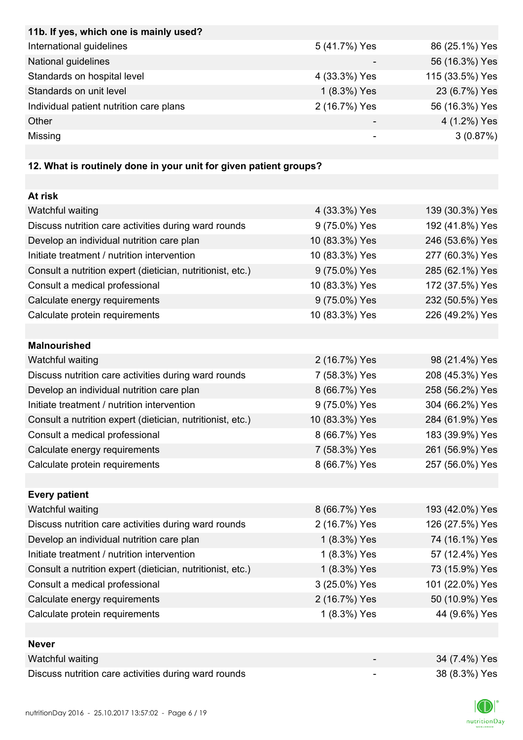| 11b. If yes, which one is mainly used? | | |
|---|---|---|
| International guidelines | 5 (41.7%) Yes | 86 (25.1%) Yes |
| National guidelines | - | 56 (16.3%) Yes |
| Standards on hospital level | 4 (33.3%) Yes | 115 (33.5%) Yes |
| Standards on unit level | 1 (8.3%) Yes | 23 (6.7%) Yes |
| Individual patient nutrition care plans | 2 (16.7%) Yes | 56 (16.3%) Yes |
| Other | - | 4 (1.2%) Yes |
| Missing | - | 3 (0.87%) |

| 12. What is routinely done in your unit for given patient groups? | | |
|---|---|---|
| **At risk** | | |
| Watchful waiting | 4 (33.3%) Yes | 139 (30.3%) Yes |
| Discuss nutrition care activities during ward rounds | 9 (75.0%) Yes | 192 (41.8%) Yes |
| Develop an individual nutrition care plan | 10 (83.3%) Yes | 246 (53.6%) Yes |
| Initiate treatment / nutrition intervention | 10 (83.3%) Yes | 277 (60.3%) Yes |
| Consult a nutrition expert (dietician, nutritionist, etc.) | 9 (75.0%) Yes | 285 (62.1%) Yes |
| Consult a medical professional | 10 (83.3%) Yes | 172 (37.5%) Yes |
| Calculate energy requirements | 9 (75.0%) Yes | 232 (50.5%) Yes |
| Calculate protein requirements | 10 (83.3%) Yes | 226 (49.2%) Yes |
| **Malnourished** | | |
| Watchful waiting | 2 (16.7%) Yes | 98 (21.4%) Yes |
| Discuss nutrition care activities during ward rounds | 7 (58.3%) Yes | 208 (45.3%) Yes |
| Develop an individual nutrition care plan | 8 (66.7%) Yes | 258 (56.2%) Yes |
| Initiate treatment / nutrition intervention | 9 (75.0%) Yes | 304 (66.2%) Yes |
| Consult a nutrition expert (dietician, nutritionist, etc.) | 10 (83.3%) Yes | 284 (61.9%) Yes |
| Consult a medical professional | 8 (66.7%) Yes | 183 (39.9%) Yes |
| Calculate energy requirements | 7 (58.3%) Yes | 261 (56.9%) Yes |
| Calculate protein requirements | 8 (66.7%) Yes | 257 (56.0%) Yes |
| **Every patient** | | |
| Watchful waiting | 8 (66.7%) Yes | 193 (42.0%) Yes |
| Discuss nutrition care activities during ward rounds | 2 (16.7%) Yes | 126 (27.5%) Yes |
| Develop an individual nutrition care plan | 1 (8.3%) Yes | 74 (16.1%) Yes |
| Initiate treatment / nutrition intervention | 1 (8.3%) Yes | 57 (12.4%) Yes |
| Consult a nutrition expert (dietician, nutritionist, etc.) | 1 (8.3%) Yes | 73 (15.9%) Yes |
| Consult a medical professional | 3 (25.0%) Yes | 101 (22.0%) Yes |
| Calculate energy requirements | 2 (16.7%) Yes | 50 (10.9%) Yes |
| Calculate protein requirements | 1 (8.3%) Yes | 44 (9.6%) Yes |
| **Never** | | |
| Watchful waiting | - | 34 (7.4%) Yes |
| Discuss nutrition care activities during ward rounds | - | 38 (8.3%) Yes |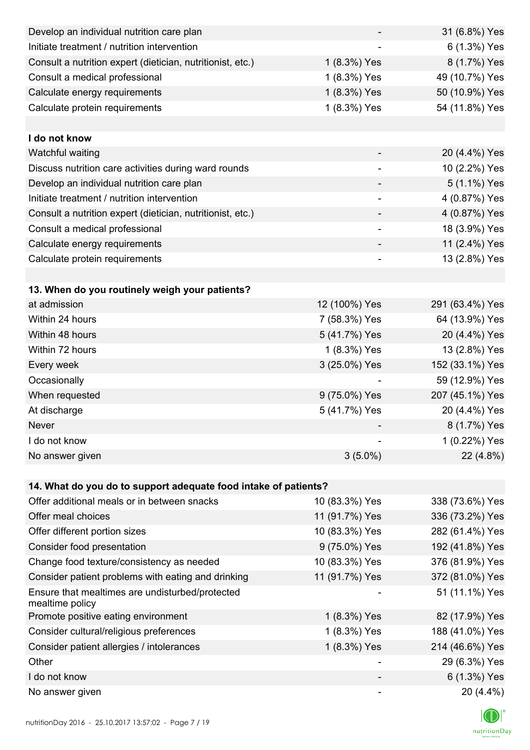| | | |
|---|---|---|
| Develop an individual nutrition care plan | - | 31 (6.8%) Yes |
| Initiate treatment / nutrition intervention | - | 6 (1.3%) Yes |
| Consult a nutrition expert (dietician, nutritionist, etc.) | 1 (8.3%) Yes | 8 (1.7%) Yes |
| Consult a medical professional | 1 (8.3%) Yes | 49 (10.7%) Yes |
| Calculate energy requirements | 1 (8.3%) Yes | 50 (10.9%) Yes |
| Calculate protein requirements | 1 (8.3%) Yes | 54 (11.8%) Yes |
| | | |
| **I do not know** | | |
| Watchful waiting | - | 20 (4.4%) Yes |
| Discuss nutrition care activities during ward rounds | - | 10 (2.2%) Yes |
| Develop an individual nutrition care plan | - | 5 (1.1%) Yes |
| Initiate treatment / nutrition intervention | - | 4 (0.87%) Yes |
| Consult a nutrition expert (dietician, nutritionist, etc.) | - | 4 (0.87%) Yes |
| Consult a medical professional | - | 18 (3.9%) Yes |
| Calculate energy requirements | - | 11 (2.4%) Yes |
| Calculate protein requirements | - | 13 (2.8%) Yes |

| **13. When do you routinely weigh your patients?** | | |
|---|---|---|
| at admission | 12 (100%) Yes | 291 (63.4%) Yes |
| Within 24 hours | 7 (58.3%) Yes | 64 (13.9%) Yes |
| Within 48 hours | 5 (41.7%) Yes | 20 (4.4%) Yes |
| Within 72 hours | 1 (8.3%) Yes | 13 (2.8%) Yes |
| Every week | 3 (25.0%) Yes | 152 (33.1%) Yes |
| Occasionally | - | 59 (12.9%) Yes |
| When requested | 9 (75.0%) Yes | 207 (45.1%) Yes |
| At discharge | 5 (41.7%) Yes | 20 (4.4%) Yes |
| Never | - | 8 (1.7%) Yes |
| I do not know | - | 1 (0.22%) Yes |
| No answer given | 3 (5.0%) | 22 (4.8%) |

| **14. What do you do to support adequate food intake of patients?** | | |
|---|---|---|
| Offer additional meals or in between snacks | 10 (83.3%) Yes | 338 (73.6%) Yes |
| Offer meal choices | 11 (91.7%) Yes | 336 (73.2%) Yes |
| Offer different portion sizes | 10 (83.3%) Yes | 282 (61.4%) Yes |
| Consider food presentation | 9 (75.0%) Yes | 192 (41.8%) Yes |
| Change food texture/consistency as needed | 10 (83.3%) Yes | 376 (81.9%) Yes |
| Consider patient problems with eating and drinking | 11 (91.7%) Yes | 372 (81.0%) Yes |
| Ensure that mealtimes are undisturbed/protected mealtime policy | - | 51 (11.1%) Yes |
| Promote positive eating environment | 1 (8.3%) Yes | 82 (17.9%) Yes |
| Consider cultural/religious preferences | 1 (8.3%) Yes | 188 (41.0%) Yes |
| Consider patient allergies / intolerances | 1 (8.3%) Yes | 214 (46.6%) Yes |
| Other | - | 29 (6.3%) Yes |
| I do not know | - | 6 (1.3%) Yes |
| No answer given | - | 20 (4.4%) |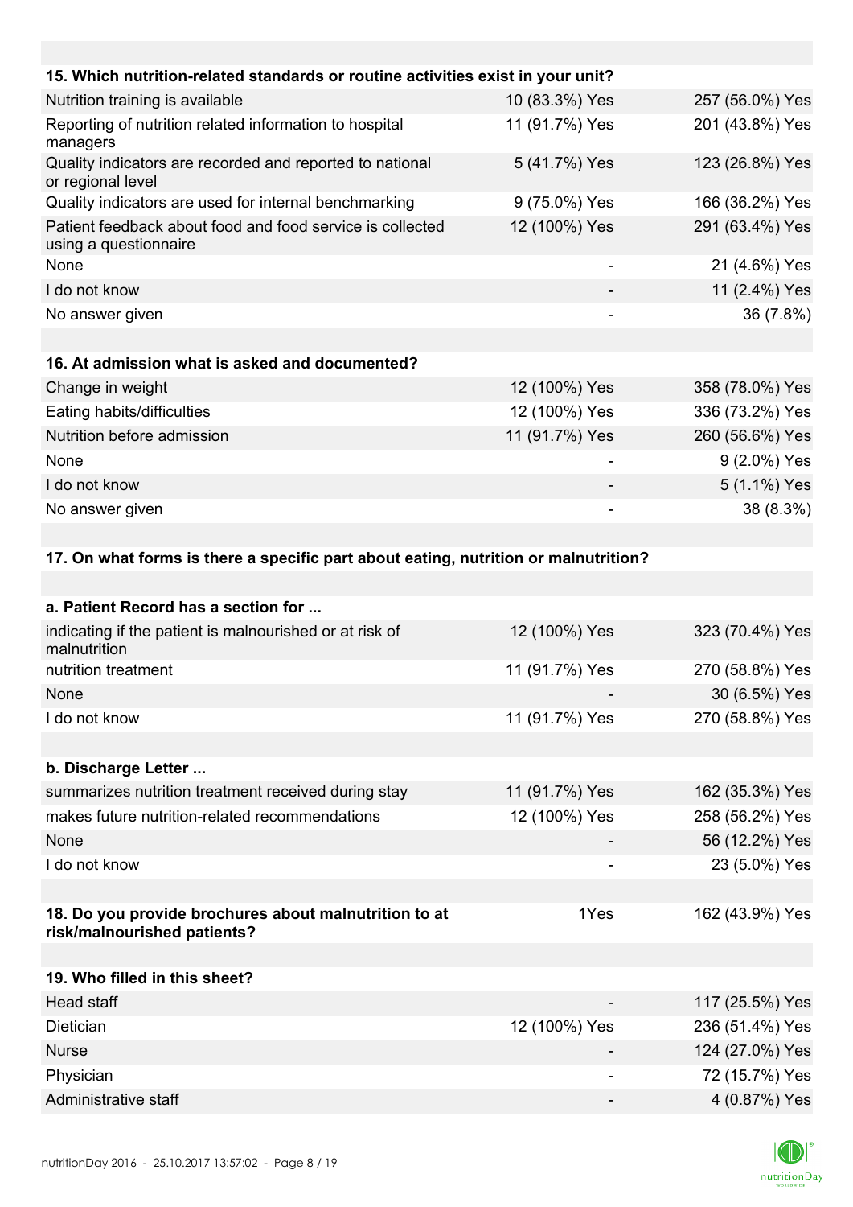| 15. Which nutrition-related standards or routine activities exist in your unit? | | |
|---|---|---|
| Nutrition training is available | 10 (83.3%) Yes | 257 (56.0%) Yes |
| Reporting of nutrition related information to hospital managers | 11 (91.7%) Yes | 201 (43.8%) Yes |
| Quality indicators are recorded and reported to national or regional level | 5 (41.7%) Yes | 123 (26.8%) Yes |
| Quality indicators are used for internal benchmarking | 9 (75.0%) Yes | 166 (36.2%) Yes |
| Patient feedback about food and food service is collected using a questionnaire | 12 (100%) Yes | 291 (63.4%) Yes |
| None | - | 21 (4.6%) Yes |
| I do not know | - | 11 (2.4%) Yes |
| No answer given | - | 36 (7.8%) |

| 16. At admission what is asked and documented? | | |
|---|---|---|
| Change in weight | 12 (100%) Yes | 358 (78.0%) Yes |
| Eating habits/difficulties | 12 (100%) Yes | 336 (73.2%) Yes |
| Nutrition before admission | 11 (91.7%) Yes | 260 (56.6%) Yes |
| None | - | 9 (2.0%) Yes |
| I do not know | - | 5 (1.1%) Yes |
| No answer given | - | 38 (8.3%) |

**17. On what forms is there a specific part about eating, nutrition or malnutrition?**

| a. Patient Record has a section for ... | | |
|---|---|---|
| indicating if the patient is malnourished or at risk of malnutrition | 12 (100%) Yes | 323 (70.4%) Yes |
| nutrition treatment | 11 (91.7%) Yes | 270 (58.8%) Yes |
| None | - | 30 (6.5%) Yes |
| I do not know | 11 (91.7%) Yes | 270 (58.8%) Yes |

| b. Discharge Letter ... | | |
|---|---|---|
| summarizes nutrition treatment received during stay | 11 (91.7%) Yes | 162 (35.3%) Yes |
| makes future nutrition-related recommendations | 12 (100%) Yes | 258 (56.2%) Yes |
| None | - | 56 (12.2%) Yes |
| I do not know | - | 23 (5.0%) Yes |

| 18. Do you provide brochures about malnutrition to at risk/malnourished patients? | 1Yes | 162 (43.9%) Yes |
|---|---|---|

| 19. Who filled in this sheet? | | |
|---|---|---|
| Head staff | - | 117 (25.5%) Yes |
| Dietician | 12 (100%) Yes | 236 (51.4%) Yes |
| Nurse | - | 124 (27.0%) Yes |
| Physician | - | 72 (15.7%) Yes |
| Administrative staff | - | 4 (0.87%) Yes |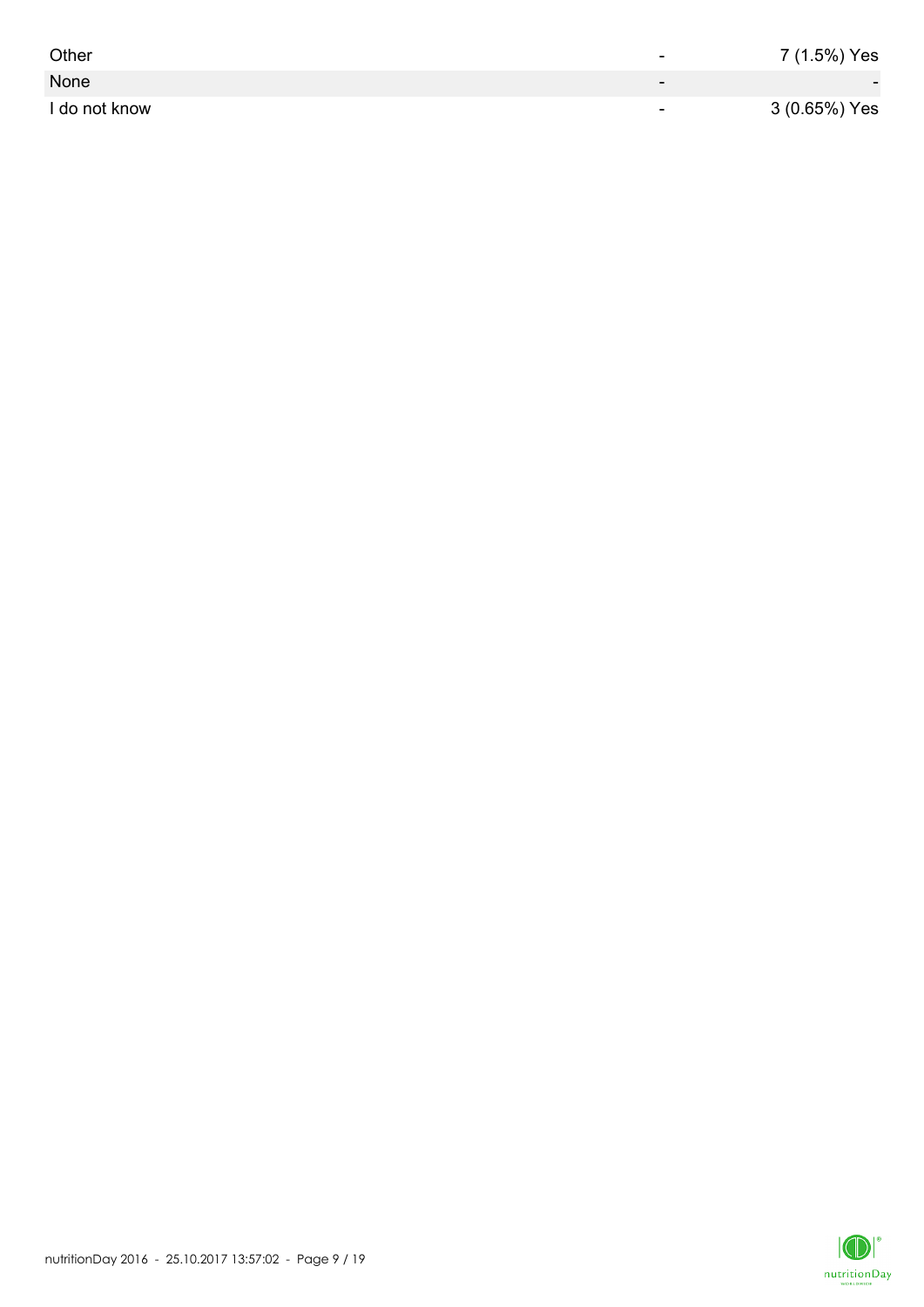| | | |
|---|---|---|
| Other | - | 7 (1.5%) Yes |
| None | - | - |
| I do not know | - | 3 (0.65%) Yes |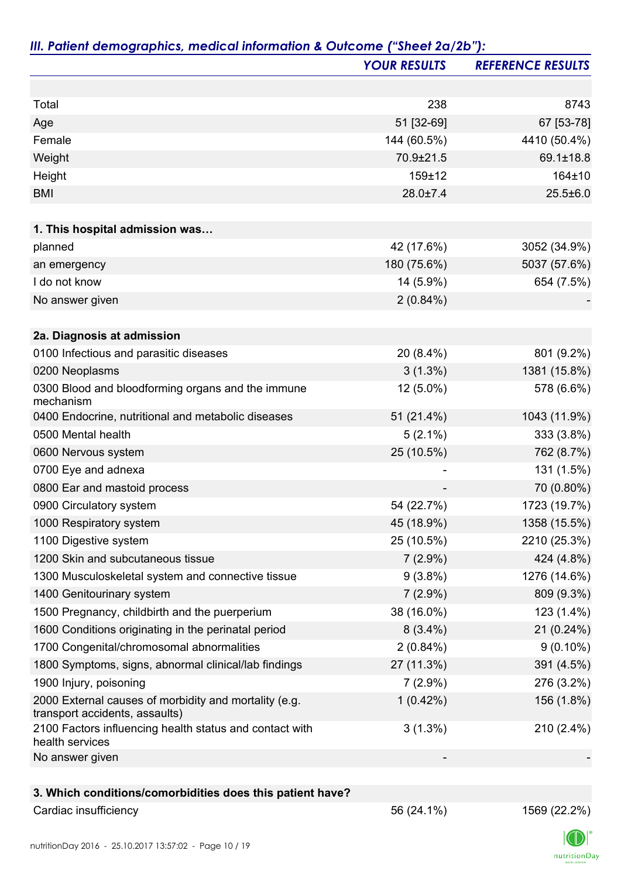## *III. Patient demographics, medical information & Outcome ("Sheet 2a/2b"):*

| | *YOUR RESULTS* | *REFERENCE RESULTS* |
|---|---|---|
| Total | 238 | 8743 |
| Age | 51 [32-69] | 67 [53-78] |
| Female | 144 (60.5%) | 4410 (50.4%) |
| Weight | 70.9±21.5 | 69.1±18.8 |
| Height | 159±12 | 164±10 |
| BMI | 28.0±7.4 | 25.5±6.0 |
| **1. This hospital admission was…** | | |
| planned | 42 (17.6%) | 3052 (34.9%) |
| an emergency | 180 (75.6%) | 5037 (57.6%) |
| I do not know | 14 (5.9%) | 654 (7.5%) |
| No answer given | 2 (0.84%) | - |
| **2a. Diagnosis at admission** | | |
| 0100 Infectious and parasitic diseases | 20 (8.4%) | 801 (9.2%) |
| 0200 Neoplasms | 3 (1.3%) | 1381 (15.8%) |
| 0300 Blood and bloodforming organs and the immune mechanism | 12 (5.0%) | 578 (6.6%) |
| 0400 Endocrine, nutritional and metabolic diseases | 51 (21.4%) | 1043 (11.9%) |
| 0500 Mental health | 5 (2.1%) | 333 (3.8%) |
| 0600 Nervous system | 25 (10.5%) | 762 (8.7%) |
| 0700 Eye and adnexa | - | 131 (1.5%) |
| 0800 Ear and mastoid process | - | 70 (0.80%) |
| 0900 Circulatory system | 54 (22.7%) | 1723 (19.7%) |
| 1000 Respiratory system | 45 (18.9%) | 1358 (15.5%) |
| 1100 Digestive system | 25 (10.5%) | 2210 (25.3%) |
| 1200 Skin and subcutaneous tissue | 7 (2.9%) | 424 (4.8%) |
| 1300 Musculoskeletal system and connective tissue | 9 (3.8%) | 1276 (14.6%) |
| 1400 Genitourinary system | 7 (2.9%) | 809 (9.3%) |
| 1500 Pregnancy, childbirth and the puerperium | 38 (16.0%) | 123 (1.4%) |
| 1600 Conditions originating in the perinatal period | 8 (3.4%) | 21 (0.24%) |
| 1700 Congenital/chromosomal abnormalities | 2 (0.84%) | 9 (0.10%) |
| 1800 Symptoms, signs, abnormal clinical/lab findings | 27 (11.3%) | 391 (4.5%) |
| 1900 Injury, poisoning | 7 (2.9%) | 276 (3.2%) |
| 2000 External causes of morbidity and mortality (e.g. transport accidents, assaults) | 1 (0.42%) | 156 (1.8%) |
| 2100 Factors influencing health status and contact with health services | 3 (1.3%) | 210 (2.4%) |
| No answer given | - | - |
| **3. Which conditions/comorbidities does this patient have?** | | |
| Cardiac insufficiency | 56 (24.1%) | 1569 (22.2%) |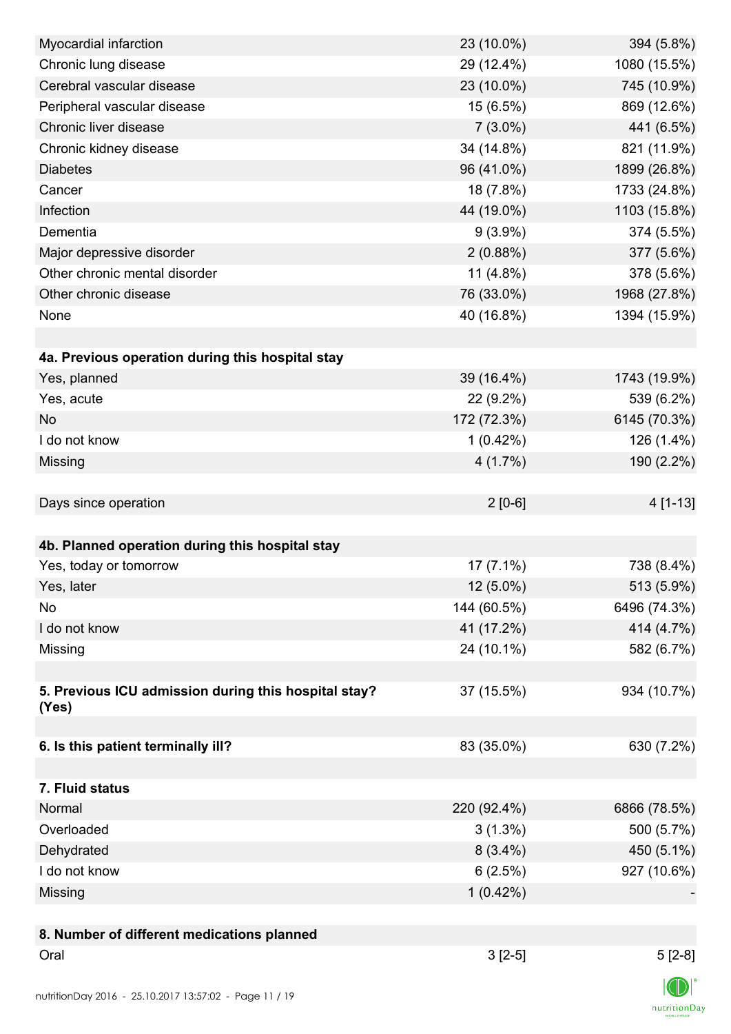| | | |
|---|---|---|
| Myocardial infarction | 23 (10.0%) | 394 (5.8%) |
| Chronic lung disease | 29 (12.4%) | 1080 (15.5%) |
| Cerebral vascular disease | 23 (10.0%) | 745 (10.9%) |
| Peripheral vascular disease | 15 (6.5%) | 869 (12.6%) |
| Chronic liver disease | 7 (3.0%) | 441 (6.5%) |
| Chronic kidney disease | 34 (14.8%) | 821 (11.9%) |
| Diabetes | 96 (41.0%) | 1899 (26.8%) |
| Cancer | 18 (7.8%) | 1733 (24.8%) |
| Infection | 44 (19.0%) | 1103 (15.8%) |
| Dementia | 9 (3.9%) | 374 (5.5%) |
| Major depressive disorder | 2 (0.88%) | 377 (5.6%) |
| Other chronic mental disorder | 11 (4.8%) | 378 (5.6%) |
| Other chronic disease | 76 (33.0%) | 1968 (27.8%) |
| None | 40 (16.8%) | 1394 (15.9%) |
| | | |
| **4a. Previous operation during this hospital stay** | | |
| Yes, planned | 39 (16.4%) | 1743 (19.9%) |
| Yes, acute | 22 (9.2%) | 539 (6.2%) |
| No | 172 (72.3%) | 6145 (70.3%) |
| I do not know | 1 (0.42%) | 126 (1.4%) |
| Missing | 4 (1.7%) | 190 (2.2%) |
| | | |
| Days since operation | 2 [0-6] | 4 [1-13] |
| | | |
| **4b. Planned operation during this hospital stay** | | |
| Yes, today or tomorrow | 17 (7.1%) | 738 (8.4%) |
| Yes, later | 12 (5.0%) | 513 (5.9%) |
| No | 144 (60.5%) | 6496 (74.3%) |
| I do not know | 41 (17.2%) | 414 (4.7%) |
| Missing | 24 (10.1%) | 582 (6.7%) |
| | | |
| **5. Previous ICU admission during this hospital stay? (Yes)** | 37 (15.5%) | 934 (10.7%) |
| | | |
| **6. Is this patient terminally ill?** | 83 (35.0%) | 630 (7.2%) |
| | | |
| **7. Fluid status** | | |
| Normal | 220 (92.4%) | 6866 (78.5%) |
| Overloaded | 3 (1.3%) | 500 (5.7%) |
| Dehydrated | 8 (3.4%) | 450 (5.1%) |
| I do not know | 6 (2.5%) | 927 (10.6%) |
| Missing | 1 (0.42%) | - |
| | | |
| **8. Number of different medications planned** | | |
| Oral | 3 [2-5] | 5 [2-8] |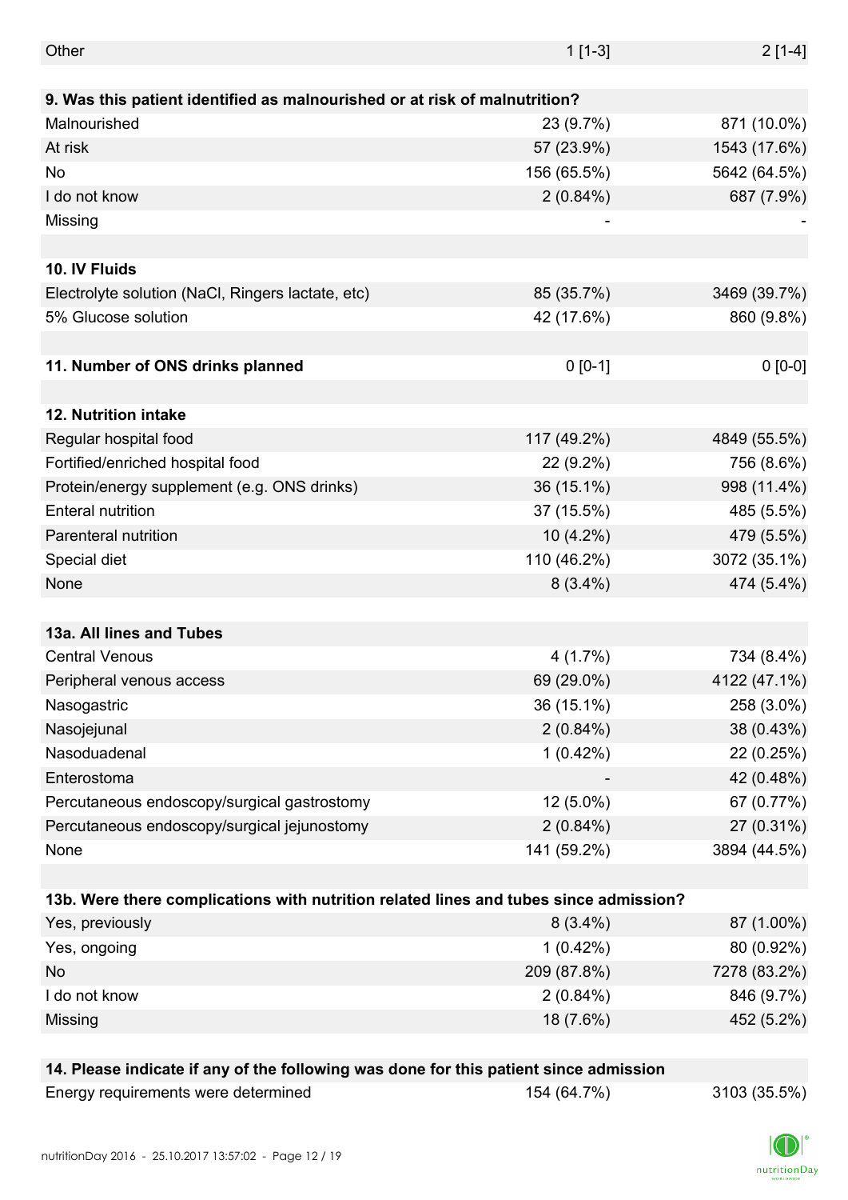| | | |
|---|---|---|
| Other | 1 [1-3] | 2 [1-4] |
| | | |
| **9. Was this patient identified as malnourished or at risk of malnutrition?** | | |
| Malnourished | 23 (9.7%) | 871 (10.0%) |
| At risk | 57 (23.9%) | 1543 (17.6%) |
| No | 156 (65.5%) | 5642 (64.5%) |
| I do not know | 2 (0.84%) | 687 (7.9%) |
| Missing | - | - |
| | | |
| **10. IV Fluids** | | |
| Electrolyte solution (NaCl, Ringers lactate, etc) | 85 (35.7%) | 3469 (39.7%) |
| 5% Glucose solution | 42 (17.6%) | 860 (9.8%) |
| | | |
| **11. Number of ONS drinks planned** | 0 [0-1] | 0 [0-0] |
| | | |
| **12. Nutrition intake** | | |
| Regular hospital food | 117 (49.2%) | 4849 (55.5%) |
| Fortified/enriched hospital food | 22 (9.2%) | 756 (8.6%) |
| Protein/energy supplement (e.g. ONS drinks) | 36 (15.1%) | 998 (11.4%) |
| Enteral nutrition | 37 (15.5%) | 485 (5.5%) |
| Parenteral nutrition | 10 (4.2%) | 479 (5.5%) |
| Special diet | 110 (46.2%) | 3072 (35.1%) |
| None | 8 (3.4%) | 474 (5.4%) |
| | | |
| **13a. All lines and Tubes** | | |
| Central Venous | 4 (1.7%) | 734 (8.4%) |
| Peripheral venous access | 69 (29.0%) | 4122 (47.1%) |
| Nasogastric | 36 (15.1%) | 258 (3.0%) |
| Nasojejunal | 2 (0.84%) | 38 (0.43%) |
| Nasoduadenal | 1 (0.42%) | 22 (0.25%) |
| Enterostoma | - | 42 (0.48%) |
| Percutaneous endoscopy/surgical gastrostomy | 12 (5.0%) | 67 (0.77%) |
| Percutaneous endoscopy/surgical jejunostomy | 2 (0.84%) | 27 (0.31%) |
| None | 141 (59.2%) | 3894 (44.5%) |
| | | |
| **13b. Were there complications with nutrition related lines and tubes since admission?** | | |
| Yes, previously | 8 (3.4%) | 87 (1.00%) |
| Yes, ongoing | 1 (0.42%) | 80 (0.92%) |
| No | 209 (87.8%) | 7278 (83.2%) |
| I do not know | 2 (0.84%) | 846 (9.7%) |
| Missing | 18 (7.6%) | 452 (5.2%) |
| | | |
| **14. Please indicate if any of the following was done for this patient since admission** | | |
| Energy requirements were determined | 154 (64.7%) | 3103 (35.5%) |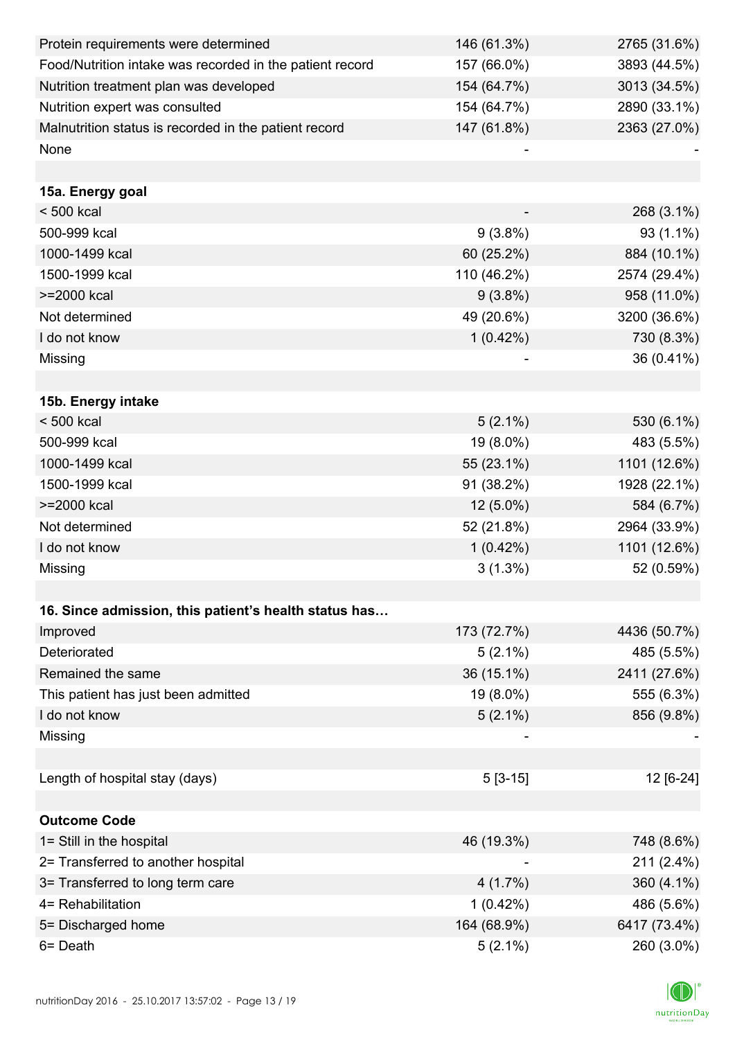| | | |
|---|---|---|
| Protein requirements were determined | 146 (61.3%) | 2765 (31.6%) |
| Food/Nutrition intake was recorded in the patient record | 157 (66.0%) | 3893 (44.5%) |
| Nutrition treatment plan was developed | 154 (64.7%) | 3013 (34.5%) |
| Nutrition expert was consulted | 154 (64.7%) | 2890 (33.1%) |
| Malnutrition status is recorded in the patient record | 147 (61.8%) | 2363 (27.0%) |
| None | - | - |
| | | |
| **15a. Energy goal** | | |
| < 500 kcal | - | 268 (3.1%) |
| 500-999 kcal | 9 (3.8%) | 93 (1.1%) |
| 1000-1499 kcal | 60 (25.2%) | 884 (10.1%) |
| 1500-1999 kcal | 110 (46.2%) | 2574 (29.4%) |
| >=2000 kcal | 9 (3.8%) | 958 (11.0%) |
| Not determined | 49 (20.6%) | 3200 (36.6%) |
| I do not know | 1 (0.42%) | 730 (8.3%) |
| Missing | - | 36 (0.41%) |
| | | |
| **15b. Energy intake** | | |
| < 500 kcal | 5 (2.1%) | 530 (6.1%) |
| 500-999 kcal | 19 (8.0%) | 483 (5.5%) |
| 1000-1499 kcal | 55 (23.1%) | 1101 (12.6%) |
| 1500-1999 kcal | 91 (38.2%) | 1928 (22.1%) |
| >=2000 kcal | 12 (5.0%) | 584 (6.7%) |
| Not determined | 52 (21.8%) | 2964 (33.9%) |
| I do not know | 1 (0.42%) | 1101 (12.6%) |
| Missing | 3 (1.3%) | 52 (0.59%) |
| | | |
| **16. Since admission, this patient's health status has…** | | |
| Improved | 173 (72.7%) | 4436 (50.7%) |
| Deteriorated | 5 (2.1%) | 485 (5.5%) |
| Remained the same | 36 (15.1%) | 2411 (27.6%) |
| This patient has just been admitted | 19 (8.0%) | 555 (6.3%) |
| I do not know | 5 (2.1%) | 856 (9.8%) |
| Missing | - | - |
| | | |
| Length of hospital stay (days) | 5 [3-15] | 12 [6-24] |
| | | |
| **Outcome Code** | | |
| 1= Still in the hospital | 46 (19.3%) | 748 (8.6%) |
| 2= Transferred to another hospital | - | 211 (2.4%) |
| 3= Transferred to long term care | 4 (1.7%) | 360 (4.1%) |
| 4= Rehabilitation | 1 (0.42%) | 486 (5.6%) |
| 5= Discharged home | 164 (68.9%) | 6417 (73.4%) |
| 6= Death | 5 (2.1%) | 260 (3.0%) |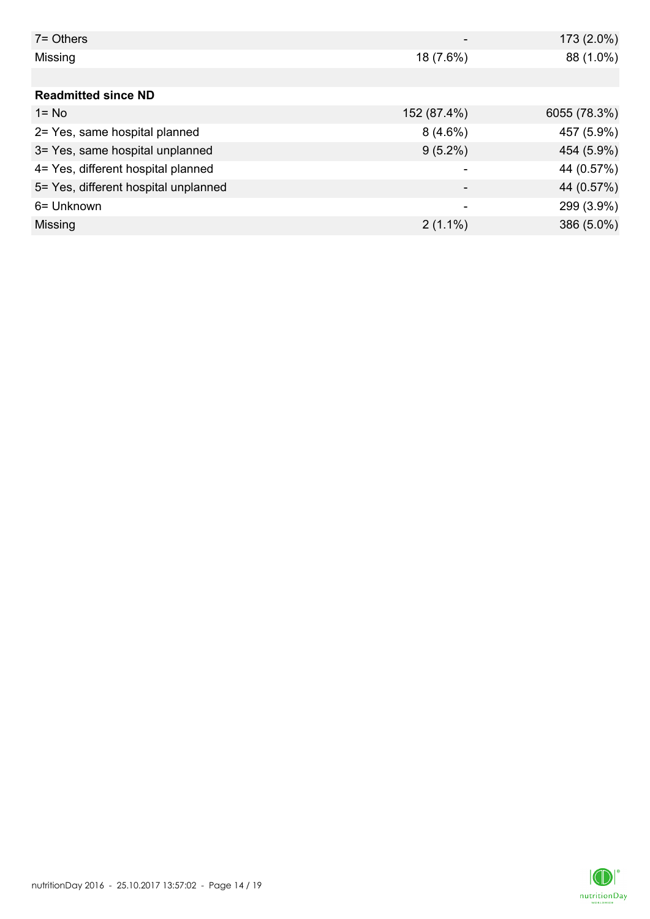| | | |
|---|---|---|
| 7= Others | - | 173 (2.0%) |
| Missing | 18 (7.6%) | 88 (1.0%) |
| | | |
| **Readmitted since ND** | | |
| 1= No | 152 (87.4%) | 6055 (78.3%) |
| 2= Yes, same hospital planned | 8 (4.6%) | 457 (5.9%) |
| 3= Yes, same hospital unplanned | 9 (5.2%) | 454 (5.9%) |
| 4= Yes, different hospital planned | - | 44 (0.57%) |
| 5= Yes, different hospital unplanned | - | 44 (0.57%) |
| 6= Unknown | - | 299 (3.9%) |
| Missing | 2 (1.1%) | 386 (5.0%) |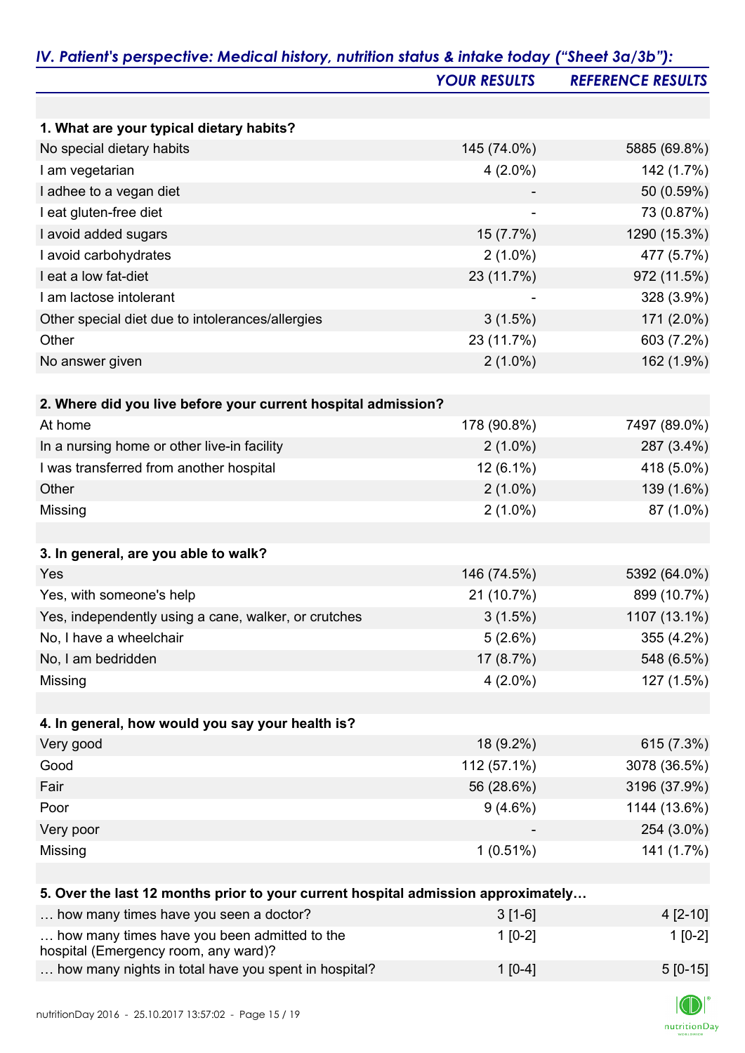## IV. Patient's perspective: Medical history, nutrition status & intake today ("Sheet 3a/3b"):

| | YOUR RESULTS | REFERENCE RESULTS |
|---|---|---|
| **1. What are your typical dietary habits?** | | |
| No special dietary habits | 145 (74.0%) | 5885 (69.8%) |
| I am vegetarian | 4 (2.0%) | 142 (1.7%) |
| I adhee to a vegan diet | - | 50 (0.59%) |
| I eat gluten-free diet | - | 73 (0.87%) |
| I avoid added sugars | 15 (7.7%) | 1290 (15.3%) |
| I avoid carbohydrates | 2 (1.0%) | 477 (5.7%) |
| I eat a low fat-diet | 23 (11.7%) | 972 (11.5%) |
| I am lactose intolerant | - | 328 (3.9%) |
| Other special diet due to intolerances/allergies | 3 (1.5%) | 171 (2.0%) |
| Other | 23 (11.7%) | 603 (7.2%) |
| No answer given | 2 (1.0%) | 162 (1.9%) |
| **2. Where did you live before your current hospital admission?** | | |
| At home | 178 (90.8%) | 7497 (89.0%) |
| In a nursing home or other live-in facility | 2 (1.0%) | 287 (3.4%) |
| I was transferred from another hospital | 12 (6.1%) | 418 (5.0%) |
| Other | 2 (1.0%) | 139 (1.6%) |
| Missing | 2 (1.0%) | 87 (1.0%) |
| **3. In general, are you able to walk?** | | |
| Yes | 146 (74.5%) | 5392 (64.0%) |
| Yes, with someone's help | 21 (10.7%) | 899 (10.7%) |
| Yes, independently using a cane, walker, or crutches | 3 (1.5%) | 1107 (13.1%) |
| No, I have a wheelchair | 5 (2.6%) | 355 (4.2%) |
| No, I am bedridden | 17 (8.7%) | 548 (6.5%) |
| Missing | 4 (2.0%) | 127 (1.5%) |
| **4. In general, how would you say your health is?** | | |
| Very good | 18 (9.2%) | 615 (7.3%) |
| Good | 112 (57.1%) | 3078 (36.5%) |
| Fair | 56 (28.6%) | 3196 (37.9%) |
| Poor | 9 (4.6%) | 1144 (13.6%) |
| Very poor | - | 254 (3.0%) |
| Missing | 1 (0.51%) | 141 (1.7%) |
| **5. Over the last 12 months prior to your current hospital admission approximately…** | | |
| … how many times have you seen a doctor? | 3 [1-6] | 4 [2-10] |
| … how many times have you been admitted to the hospital (Emergency room, any ward)? | 1 [0-2] | 1 [0-2] |
| … how many nights in total have you spent in hospital? | 1 [0-4] | 5 [0-15] |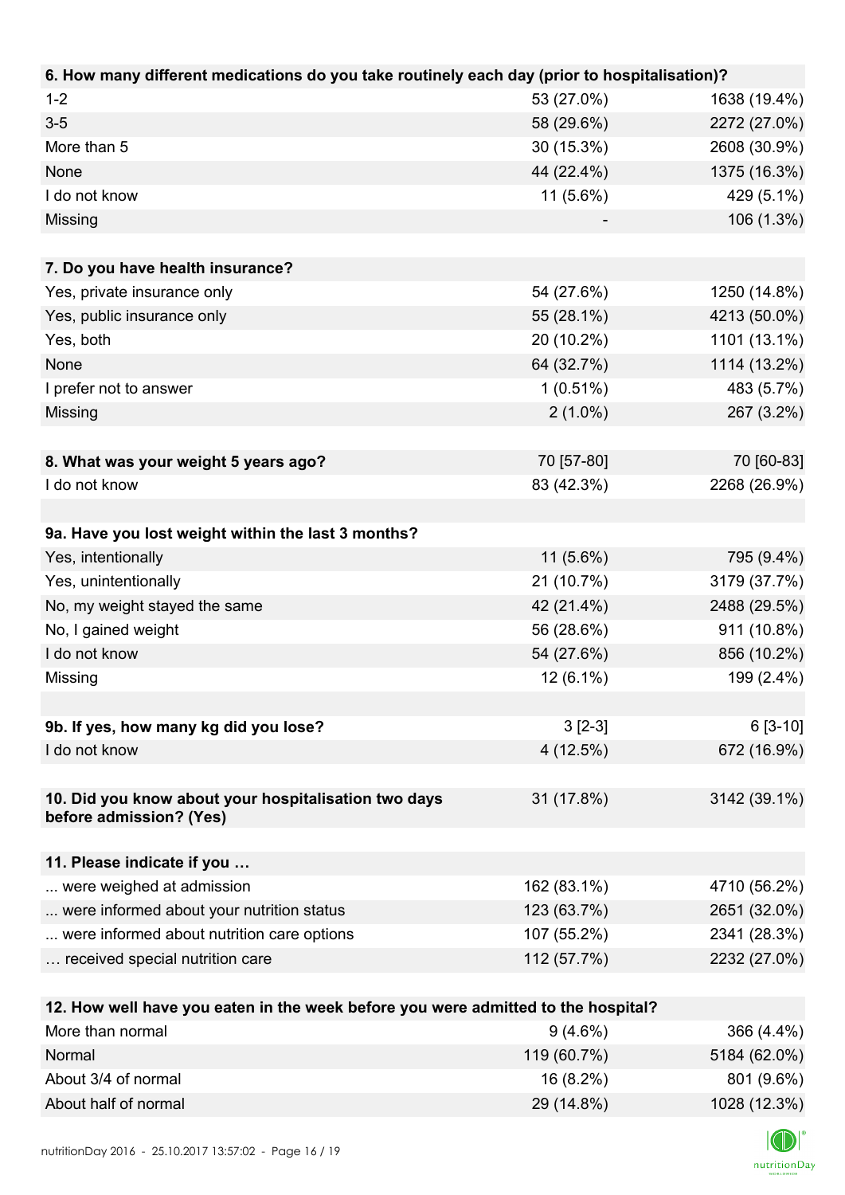| 6. How many different medications do you take routinely each day (prior to hospitalisation)? | | |
|---|---|---|
| 1-2 | 53 (27.0%) | 1638 (19.4%) |
| 3-5 | 58 (29.6%) | 2272 (27.0%) |
| More than 5 | 30 (15.3%) | 2608 (30.9%) |
| None | 44 (22.4%) | 1375 (16.3%) |
| I do not know | 11 (5.6%) | 429 (5.1%) |
| Missing | - | 106 (1.3%) |

| 7. Do you have health insurance? | | |
|---|---|---|
| Yes, private insurance only | 54 (27.6%) | 1250 (14.8%) |
| Yes, public insurance only | 55 (28.1%) | 4213 (50.0%) |
| Yes, both | 20 (10.2%) | 1101 (13.1%) |
| None | 64 (32.7%) | 1114 (13.2%) |
| I prefer not to answer | 1 (0.51%) | 483 (5.7%) |
| Missing | 2 (1.0%) | 267 (3.2%) |

| 8. What was your weight 5 years ago? | 70 [57-80] | 70 [60-83] |
|---|---|---|
| I do not know | 83 (42.3%) | 2268 (26.9%) |

| 9a. Have you lost weight within the last 3 months? | | |
|---|---|---|
| Yes, intentionally | 11 (5.6%) | 795 (9.4%) |
| Yes, unintentionally | 21 (10.7%) | 3179 (37.7%) |
| No, my weight stayed the same | 42 (21.4%) | 2488 (29.5%) |
| No, I gained weight | 56 (28.6%) | 911 (10.8%) |
| I do not know | 54 (27.6%) | 856 (10.2%) |
| Missing | 12 (6.1%) | 199 (2.4%) |

| 9b. If yes, how many kg did you lose? | 3 [2-3] | 6 [3-10] |
|---|---|---|
| I do not know | 4 (12.5%) | 672 (16.9%) |

| 10. Did you know about your hospitalisation two days before admission? (Yes) | 31 (17.8%) | 3142 (39.1%) |
|---|---|---|

| 11. Please indicate if you … | | |
|---|---|---|
| ... were weighed at admission | 162 (83.1%) | 4710 (56.2%) |
| ... were informed about your nutrition status | 123 (63.7%) | 2651 (32.0%) |
| ... were informed about nutrition care options | 107 (55.2%) | 2341 (28.3%) |
| … received special nutrition care | 112 (57.7%) | 2232 (27.0%) |

| 12. How well have you eaten in the week before you were admitted to the hospital? | | |
|---|---|---|
| More than normal | 9 (4.6%) | 366 (4.4%) |
| Normal | 119 (60.7%) | 5184 (62.0%) |
| About 3/4 of normal | 16 (8.2%) | 801 (9.6%) |
| About half of normal | 29 (14.8%) | 1028 (12.3%) |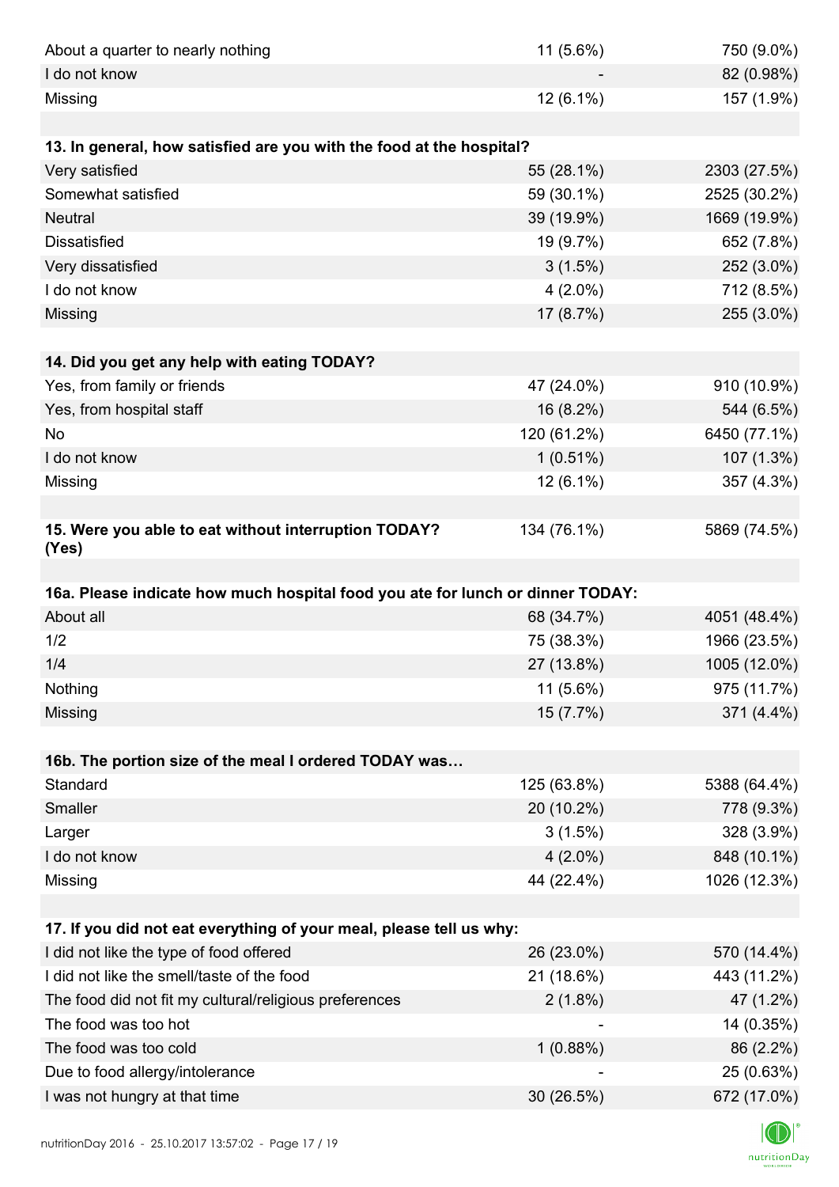| | | |
|---|---|---|
| About a quarter to nearly nothing | 11 (5.6%) | 750 (9.0%) |
| I do not know | - | 82 (0.98%) |
| Missing | 12 (6.1%) | 157 (1.9%) |

| **13. In general, how satisfied are you with the food at the hospital?** | | |
|---|---|---|
| Very satisfied | 55 (28.1%) | 2303 (27.5%) |
| Somewhat satisfied | 59 (30.1%) | 2525 (30.2%) |
| Neutral | 39 (19.9%) | 1669 (19.9%) |
| Dissatisfied | 19 (9.7%) | 652 (7.8%) |
| Very dissatisfied | 3 (1.5%) | 252 (3.0%) |
| I do not know | 4 (2.0%) | 712 (8.5%) |
| Missing | 17 (8.7%) | 255 (3.0%) |

| **14. Did you get any help with eating TODAY?** | | |
|---|---|---|
| Yes, from family or friends | 47 (24.0%) | 910 (10.9%) |
| Yes, from hospital staff | 16 (8.2%) | 544 (6.5%) |
| No | 120 (61.2%) | 6450 (77.1%) |
| I do not know | 1 (0.51%) | 107 (1.3%) |
| Missing | 12 (6.1%) | 357 (4.3%) |

| **15. Were you able to eat without interruption TODAY? (Yes)** | 134 (76.1%) | 5869 (74.5%) |
|---|---|---|

| **16a. Please indicate how much hospital food you ate for lunch or dinner TODAY:** | | |
|---|---|---|
| About all | 68 (34.7%) | 4051 (48.4%) |
| 1/2 | 75 (38.3%) | 1966 (23.5%) |
| 1/4 | 27 (13.8%) | 1005 (12.0%) |
| Nothing | 11 (5.6%) | 975 (11.7%) |
| Missing | 15 (7.7%) | 371 (4.4%) |

| **16b. The portion size of the meal I ordered TODAY was…** | | |
|---|---|---|
| Standard | 125 (63.8%) | 5388 (64.4%) |
| Smaller | 20 (10.2%) | 778 (9.3%) |
| Larger | 3 (1.5%) | 328 (3.9%) |
| I do not know | 4 (2.0%) | 848 (10.1%) |
| Missing | 44 (22.4%) | 1026 (12.3%) |

| **17. If you did not eat everything of your meal, please tell us why:** | | |
|---|---|---|
| I did not like the type of food offered | 26 (23.0%) | 570 (14.4%) |
| I did not like the smell/taste of the food | 21 (18.6%) | 443 (11.2%) |
| The food did not fit my cultural/religious preferences | 2 (1.8%) | 47 (1.2%) |
| The food was too hot | - | 14 (0.35%) |
| The food was too cold | 1 (0.88%) | 86 (2.2%) |
| Due to food allergy/intolerance | - | 25 (0.63%) |
| I was not hungry at that time | 30 (26.5%) | 672 (17.0%) |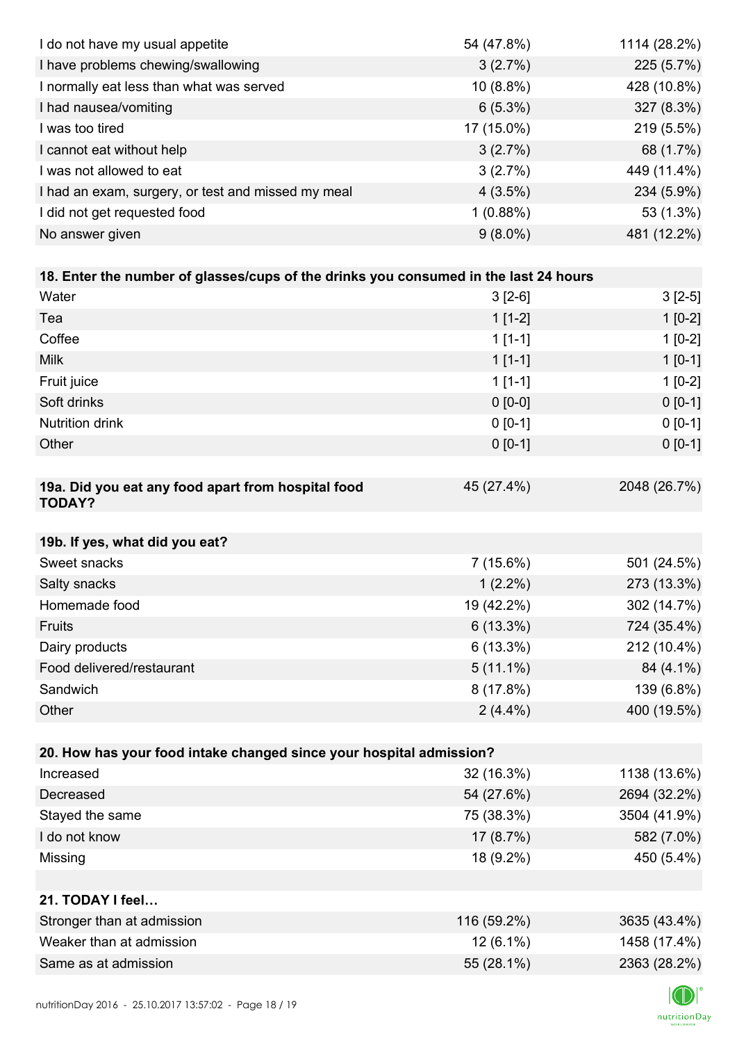| | | |
|---|---|---|
| I do not have my usual appetite | 54 (47.8%) | 1114 (28.2%) |
| I have problems chewing/swallowing | 3 (2.7%) | 225 (5.7%) |
| I normally eat less than what was served | 10 (8.8%) | 428 (10.8%) |
| I had nausea/vomiting | 6 (5.3%) | 327 (8.3%) |
| I was too tired | 17 (15.0%) | 219 (5.5%) |
| I cannot eat without help | 3 (2.7%) | 68 (1.7%) |
| I was not allowed to eat | 3 (2.7%) | 449 (11.4%) |
| I had an exam, surgery, or test and missed my meal | 4 (3.5%) | 234 (5.9%) |
| I did not get requested food | 1 (0.88%) | 53 (1.3%) |
| No answer given | 9 (8.0%) | 481 (12.2%) |

| **18. Enter the number of glasses/cups of the drinks you consumed in the last 24 hours** | | |
|---|---|---|
| Water | 3 [2-6] | 3 [2-5] |
| Tea | 1 [1-2] | 1 [0-2] |
| Coffee | 1 [1-1] | 1 [0-2] |
| Milk | 1 [1-1] | 1 [0-1] |
| Fruit juice | 1 [1-1] | 1 [0-2] |
| Soft drinks | 0 [0-0] | 0 [0-1] |
| Nutrition drink | 0 [0-1] | 0 [0-1] |
| Other | 0 [0-1] | 0 [0-1] |

| **19a. Did you eat any food apart from hospital food TODAY?** | 45 (27.4%) | 2048 (26.7%) |
|---|---|---|

| **19b. If yes, what did you eat?** | | |
|---|---|---|
| Sweet snacks | 7 (15.6%) | 501 (24.5%) |
| Salty snacks | 1 (2.2%) | 273 (13.3%) |
| Homemade food | 19 (42.2%) | 302 (14.7%) |
| Fruits | 6 (13.3%) | 724 (35.4%) |
| Dairy products | 6 (13.3%) | 212 (10.4%) |
| Food delivered/restaurant | 5 (11.1%) | 84 (4.1%) |
| Sandwich | 8 (17.8%) | 139 (6.8%) |
| Other | 2 (4.4%) | 400 (19.5%) |

| **20. How has your food intake changed since your hospital admission?** | | |
|---|---|---|
| Increased | 32 (16.3%) | 1138 (13.6%) |
| Decreased | 54 (27.6%) | 2694 (32.2%) |
| Stayed the same | 75 (38.3%) | 3504 (41.9%) |
| I do not know | 17 (8.7%) | 582 (7.0%) |
| Missing | 18 (9.2%) | 450 (5.4%) |

| **21. TODAY I feel…** | | |
|---|---|---|
| Stronger than at admission | 116 (59.2%) | 3635 (43.4%) |
| Weaker than at admission | 12 (6.1%) | 1458 (17.4%) |
| Same as at admission | 55 (28.1%) | 2363 (28.2%) |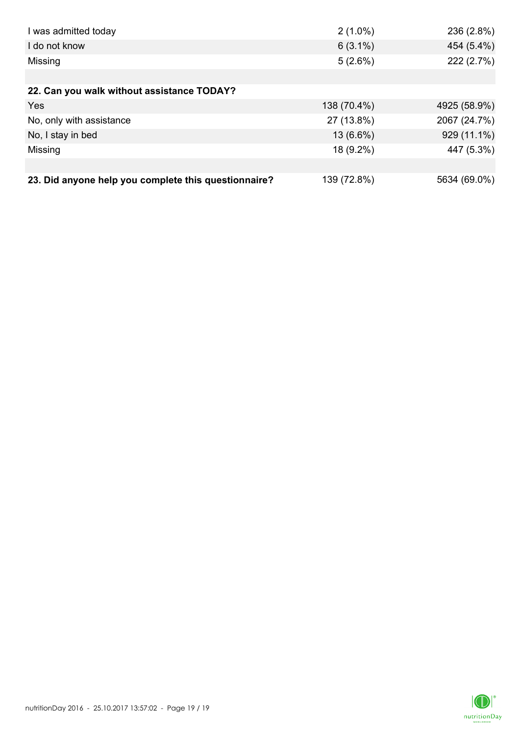| | | |
|---|---|---|
| I was admitted today | 2 (1.0%) | 236 (2.8%) |
| I do not know | 6 (3.1%) | 454 (5.4%) |
| Missing | 5 (2.6%) | 222 (2.7%) |
| | | |
| **22. Can you walk without assistance TODAY?** | | |
| Yes | 138 (70.4%) | 4925 (58.9%) |
| No, only with assistance | 27 (13.8%) | 2067 (24.7%) |
| No, I stay in bed | 13 (6.6%) | 929 (11.1%) |
| Missing | 18 (9.2%) | 447 (5.3%) |
| | | |
| **23. Did anyone help you complete this questionnaire?** | 139 (72.8%) | 5634 (69.0%) |